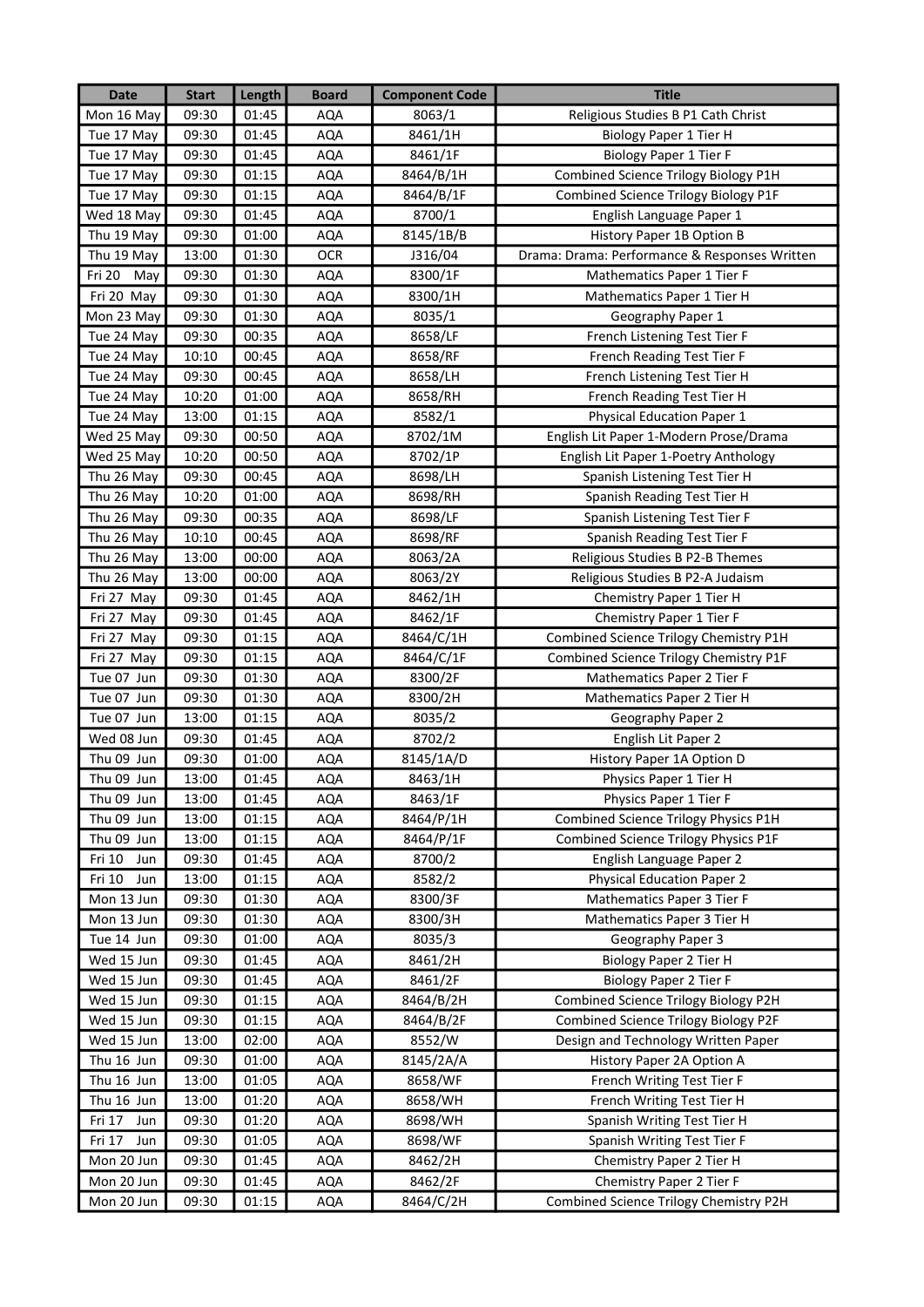| Date | Start | Length | Board | Component Code | Title |
|---|---|---|---|---|---|
| Mon 16 May | 09:30 | 01:45 | AQA | 8063/1 | Religious Studies B P1 Cath Christ |
| Tue 17 May | 09:30 | 01:45 | AQA | 8461/1H | Biology Paper 1 Tier H |
| Tue 17 May | 09:30 | 01:45 | AQA | 8461/1F | Biology Paper 1 Tier F |
| Tue 17 May | 09:30 | 01:15 | AQA | 8464/B/1H | Combined Science Trilogy Biology P1H |
| Tue 17 May | 09:30 | 01:15 | AQA | 8464/B/1F | Combined Science Trilogy Biology P1F |
| Wed 18 May | 09:30 | 01:45 | AQA | 8700/1 | English Language Paper 1 |
| Thu 19 May | 09:30 | 01:00 | AQA | 8145/1B/B | History Paper 1B Option B |
| Thu 19 May | 13:00 | 01:30 | OCR | J316/04 | Drama: Drama: Performance & Responses Written |
| Fri 20 May | 09:30 | 01:30 | AQA | 8300/1F | Mathematics Paper 1 Tier F |
| Fri 20 May | 09:30 | 01:30 | AQA | 8300/1H | Mathematics Paper 1 Tier H |
| Mon 23 May | 09:30 | 01:30 | AQA | 8035/1 | Geography Paper 1 |
| Tue 24 May | 09:30 | 00:35 | AQA | 8658/LF | French Listening Test Tier F |
| Tue 24 May | 10:10 | 00:45 | AQA | 8658/RF | French Reading Test Tier F |
| Tue 24 May | 09:30 | 00:45 | AQA | 8658/LH | French Listening Test Tier H |
| Tue 24 May | 10:20 | 01:00 | AQA | 8658/RH | French Reading Test Tier H |
| Tue 24 May | 13:00 | 01:15 | AQA | 8582/1 | Physical Education Paper 1 |
| Wed 25 May | 09:30 | 00:50 | AQA | 8702/1M | English Lit Paper 1-Modern Prose/Drama |
| Wed 25 May | 10:20 | 00:50 | AQA | 8702/1P | English Lit Paper 1-Poetry Anthology |
| Thu 26 May | 09:30 | 00:45 | AQA | 8698/LH | Spanish Listening Test Tier H |
| Thu 26 May | 10:20 | 01:00 | AQA | 8698/RH | Spanish Reading Test Tier H |
| Thu 26 May | 09:30 | 00:35 | AQA | 8698/LF | Spanish Listening Test Tier F |
| Thu 26 May | 10:10 | 00:45 | AQA | 8698/RF | Spanish Reading Test Tier F |
| Thu 26 May | 13:00 | 00:00 | AQA | 8063/2A | Religious Studies B P2-B Themes |
| Thu 26 May | 13:00 | 00:00 | AQA | 8063/2Y | Religious Studies B P2-A Judaism |
| Fri 27 May | 09:30 | 01:45 | AQA | 8462/1H | Chemistry Paper 1 Tier H |
| Fri 27 May | 09:30 | 01:45 | AQA | 8462/1F | Chemistry Paper 1 Tier F |
| Fri 27 May | 09:30 | 01:15 | AQA | 8464/C/1H | Combined Science Trilogy Chemistry P1H |
| Fri 27 May | 09:30 | 01:15 | AQA | 8464/C/1F | Combined Science Trilogy Chemistry P1F |
| Tue 07 Jun | 09:30 | 01:30 | AQA | 8300/2F | Mathematics Paper 2 Tier F |
| Tue 07 Jun | 09:30 | 01:30 | AQA | 8300/2H | Mathematics Paper 2 Tier H |
| Tue 07 Jun | 13:00 | 01:15 | AQA | 8035/2 | Geography Paper 2 |
| Wed 08 Jun | 09:30 | 01:45 | AQA | 8702/2 | English Lit Paper 2 |
| Thu 09 Jun | 09:30 | 01:00 | AQA | 8145/1A/D | History Paper 1A Option D |
| Thu 09 Jun | 13:00 | 01:45 | AQA | 8463/1H | Physics Paper 1 Tier H |
| Thu 09 Jun | 13:00 | 01:45 | AQA | 8463/1F | Physics Paper 1 Tier F |
| Thu 09 Jun | 13:00 | 01:15 | AQA | 8464/P/1H | Combined Science Trilogy Physics P1H |
| Thu 09 Jun | 13:00 | 01:15 | AQA | 8464/P/1F | Combined Science Trilogy Physics P1F |
| Fri 10 Jun | 09:30 | 01:45 | AQA | 8700/2 | English Language Paper 2 |
| Fri 10 Jun | 13:00 | 01:15 | AQA | 8582/2 | Physical Education Paper 2 |
| Mon 13 Jun | 09:30 | 01:30 | AQA | 8300/3F | Mathematics Paper 3 Tier F |
| Mon 13 Jun | 09:30 | 01:30 | AQA | 8300/3H | Mathematics Paper 3 Tier H |
| Tue 14 Jun | 09:30 | 01:00 | AQA | 8035/3 | Geography Paper 3 |
| Wed 15 Jun | 09:30 | 01:45 | AQA | 8461/2H | Biology Paper 2 Tier H |
| Wed 15 Jun | 09:30 | 01:45 | AQA | 8461/2F | Biology Paper 2 Tier F |
| Wed 15 Jun | 09:30 | 01:15 | AQA | 8464/B/2H | Combined Science Trilogy Biology P2H |
| Wed 15 Jun | 09:30 | 01:15 | AQA | 8464/B/2F | Combined Science Trilogy Biology P2F |
| Wed 15 Jun | 13:00 | 02:00 | AQA | 8552/W | Design and Technology Written Paper |
| Thu 16 Jun | 09:30 | 01:00 | AQA | 8145/2A/A | History Paper 2A Option A |
| Thu 16 Jun | 13:00 | 01:05 | AQA | 8658/WF | French Writing Test Tier F |
| Thu 16 Jun | 13:00 | 01:20 | AQA | 8658/WH | French Writing Test Tier H |
| Fri 17 Jun | 09:30 | 01:20 | AQA | 8698/WH | Spanish Writing Test Tier H |
| Fri 17 Jun | 09:30 | 01:05 | AQA | 8698/WF | Spanish Writing Test Tier F |
| Mon 20 Jun | 09:30 | 01:45 | AQA | 8462/2H | Chemistry Paper 2 Tier H |
| Mon 20 Jun | 09:30 | 01:45 | AQA | 8462/2F | Chemistry Paper 2 Tier F |
| Mon 20 Jun | 09:30 | 01:15 | AQA | 8464/C/2H | Combined Science Trilogy Chemistry P2H |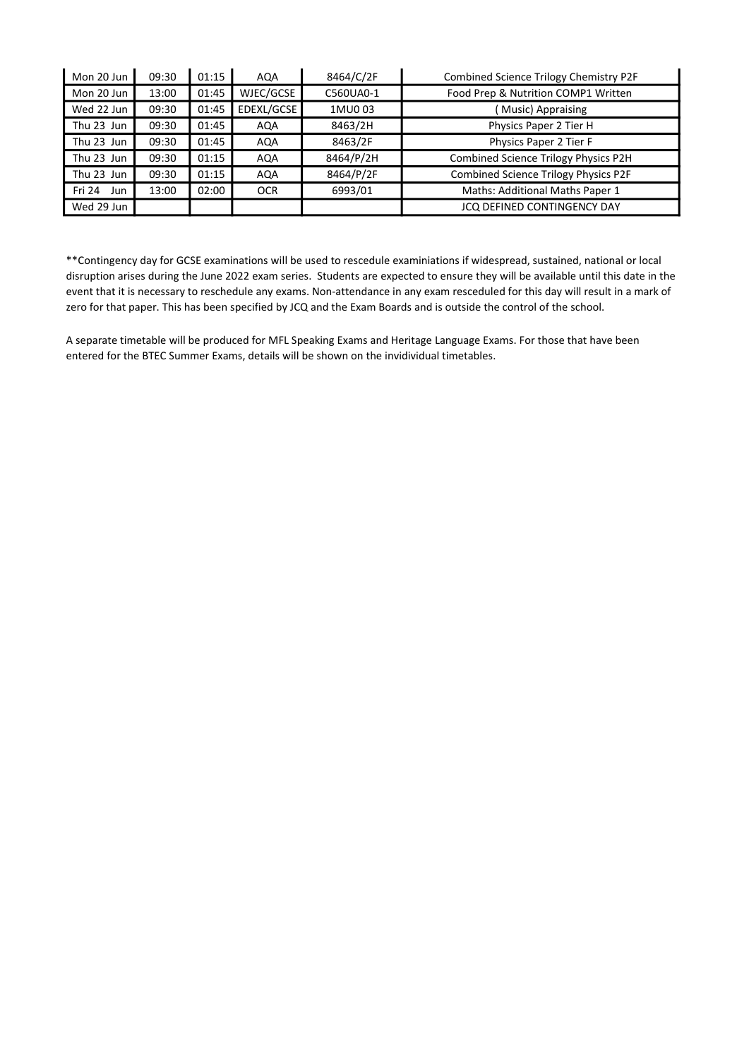| | | | | | |
|---|---|---|---|---|---|
| Mon 20 Jun | 09:30 | 01:15 | AQA | 8464/C/2F | Combined Science Trilogy Chemistry P2F |
| Mon 20 Jun | 13:00 | 01:45 | WJEC/GCSE | C560UA0-1 | Food Prep & Nutrition COMP1 Written |
| Wed 22 Jun | 09:30 | 01:45 | EDEXL/GCSE | 1MU0 03 | ( Music) Appraising |
| Thu 23 Jun | 09:30 | 01:45 | AQA | 8463/2H | Physics Paper 2 Tier H |
| Thu 23 Jun | 09:30 | 01:45 | AQA | 8463/2F | Physics Paper 2 Tier F |
| Thu 23 Jun | 09:30 | 01:15 | AQA | 8464/P/2H | Combined Science Trilogy Physics P2H |
| Thu 23 Jun | 09:30 | 01:15 | AQA | 8464/P/2F | Combined Science Trilogy Physics P2F |
| Fri 24 Jun | 13:00 | 02:00 | OCR | 6993/01 | Maths: Additional Maths Paper 1 |
| Wed 29 Jun | | | | | JCQ DEFINED CONTINGENCY DAY |

**Contingency day for GCSE examinations will be used to rescedule examiniations if widespread, sustained, national or local disruption arises during the June 2022 exam series. Students are expected to ensure they will be available until this date in the event that it is necessary to reschedule any exams. Non-attendance in any exam resceduled for this day will result in a mark of zero for that paper. This has been specified by JCQ and the Exam Boards and is outside the control of the school.

A separate timetable will be produced for MFL Speaking Exams and Heritage Language Exams. For those that have been entered for the BTEC Summer Exams, details will be shown on the invidividual timetables.